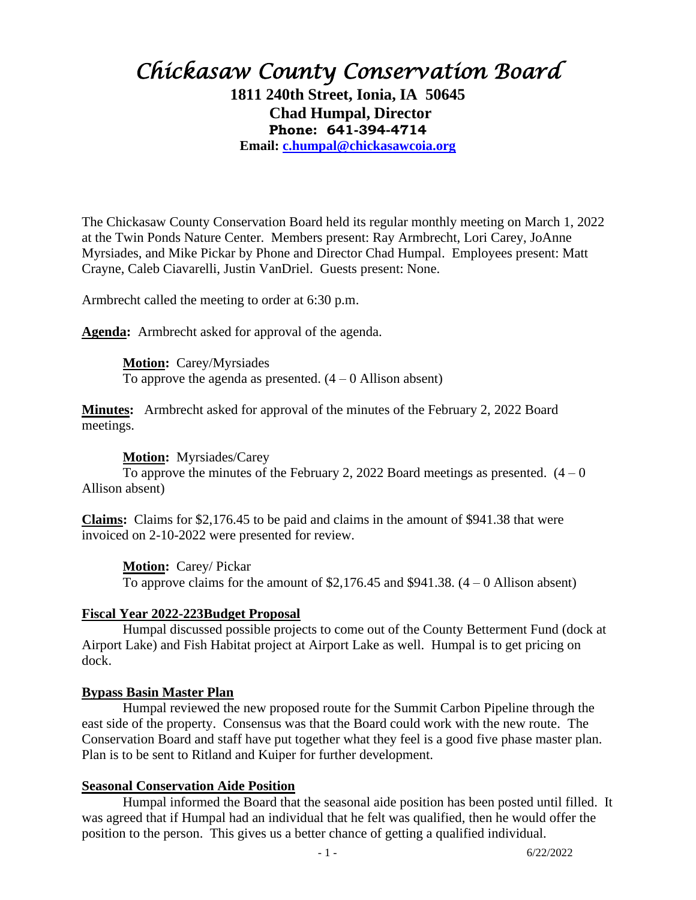# *Chickasaw County Conservation Board*

**1811 240th Street, Ionia, IA 50645**
**Chad Humpal, Director**
**Phone: 641-394-4714**
**Email: c.humpal@chickasawcoia.org**

The Chickasaw County Conservation Board held its regular monthly meeting on March 1, 2022 at the Twin Ponds Nature Center. Members present: Ray Armbrecht, Lori Carey, JoAnne Myrsiades, and Mike Pickar by Phone and Director Chad Humpal. Employees present: Matt Crayne, Caleb Ciavarelli, Justin VanDriel. Guests present: None.

Armbrecht called the meeting to order at 6:30 p.m.

**Agenda:** Armbrecht asked for approval of the agenda.

> **Motion:** Carey/Myrsiades
> To approve the agenda as presented. (4 – 0 Allison absent)

**Minutes:** Armbrecht asked for approval of the minutes of the February 2, 2022 Board meetings.

> **Motion:** Myrsiades/Carey
> To approve the minutes of the February 2, 2022 Board meetings as presented. (4 – 0 Allison absent)

**Claims:** Claims for $2,176.45 to be paid and claims in the amount of $941.38 that were invoiced on 2-10-2022 were presented for review.

> **Motion:** Carey/ Pickar
> To approve claims for the amount of $2,176.45 and $941.38. (4 – 0 Allison absent)

**Fiscal Year 2022-223Budget Proposal**

Humpal discussed possible projects to come out of the County Betterment Fund (dock at Airport Lake) and Fish Habitat project at Airport Lake as well. Humpal is to get pricing on dock.

**Bypass Basin Master Plan**

Humpal reviewed the new proposed route for the Summit Carbon Pipeline through the east side of the property. Consensus was that the Board could work with the new route. The Conservation Board and staff have put together what they feel is a good five phase master plan. Plan is to be sent to Ritland and Kuiper for further development.

**Seasonal Conservation Aide Position**

Humpal informed the Board that the seasonal aide position has been posted until filled. It was agreed that if Humpal had an individual that he felt was qualified, then he would offer the position to the person. This gives us a better chance of getting a qualified individual.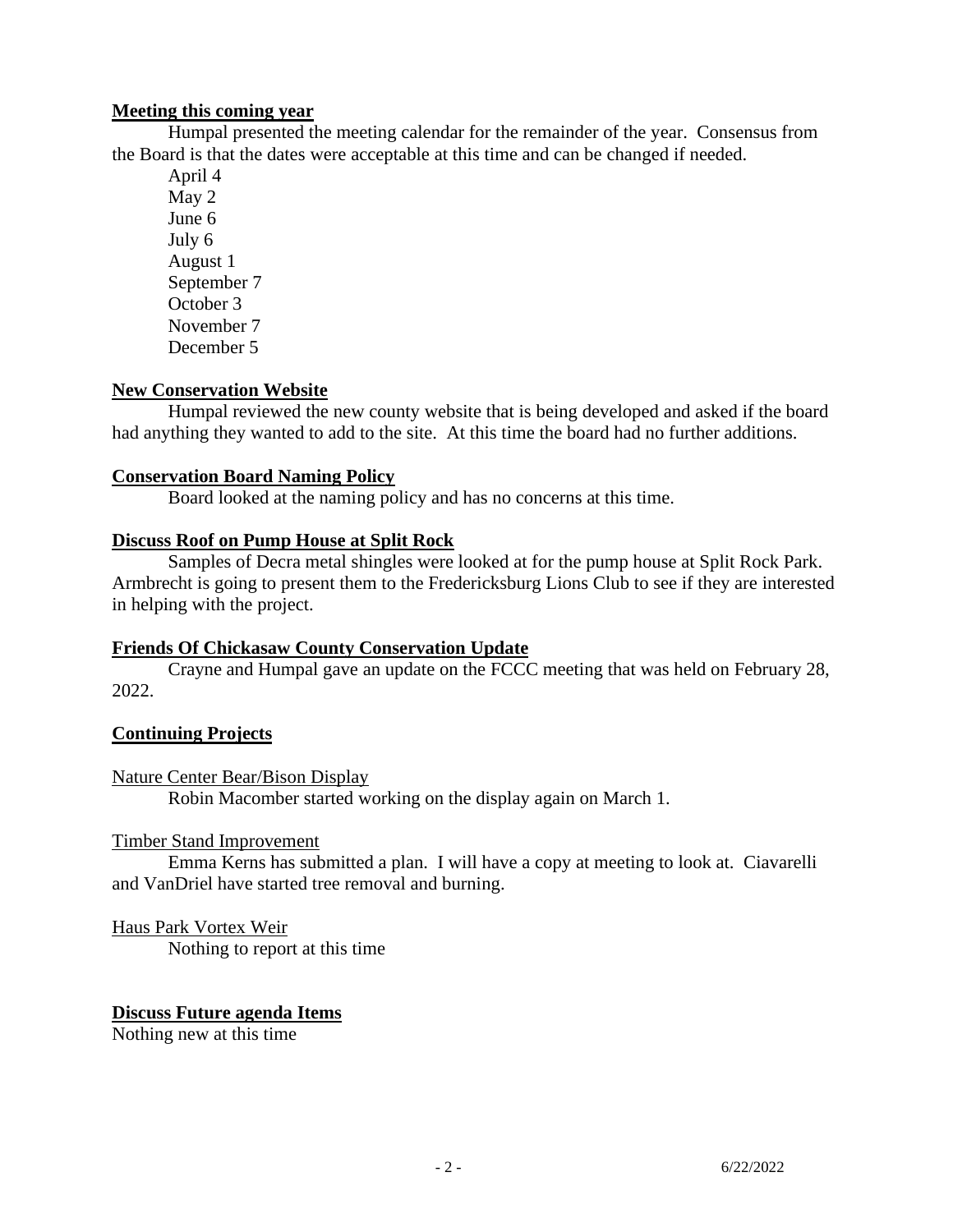**Meeting this coming year**

Humpal presented the meeting calendar for the remainder of the year. Consensus from the Board is that the dates were acceptable at this time and can be changed if needed.

April 4
May 2
June 6
July 6
August 1
September 7
October 3
November 7
December 5

**New Conservation Website**

Humpal reviewed the new county website that is being developed and asked if the board had anything they wanted to add to the site. At this time the board had no further additions.

**Conservation Board Naming Policy**

Board looked at the naming policy and has no concerns at this time.

**Discuss Roof on Pump House at Split Rock**

Samples of Decra metal shingles were looked at for the pump house at Split Rock Park. Armbrecht is going to present them to the Fredericksburg Lions Club to see if they are interested in helping with the project.

**Friends Of Chickasaw County Conservation Update**

Crayne and Humpal gave an update on the FCCC meeting that was held on February 28, 2022.

**Continuing Projects**

Nature Center Bear/Bison Display

Robin Macomber started working on the display again on March 1.

Timber Stand Improvement

Emma Kerns has submitted a plan. I will have a copy at meeting to look at. Ciavarelli and VanDriel have started tree removal and burning.

Haus Park Vortex Weir

Nothing to report at this time

**Discuss Future agenda Items**

Nothing new at this time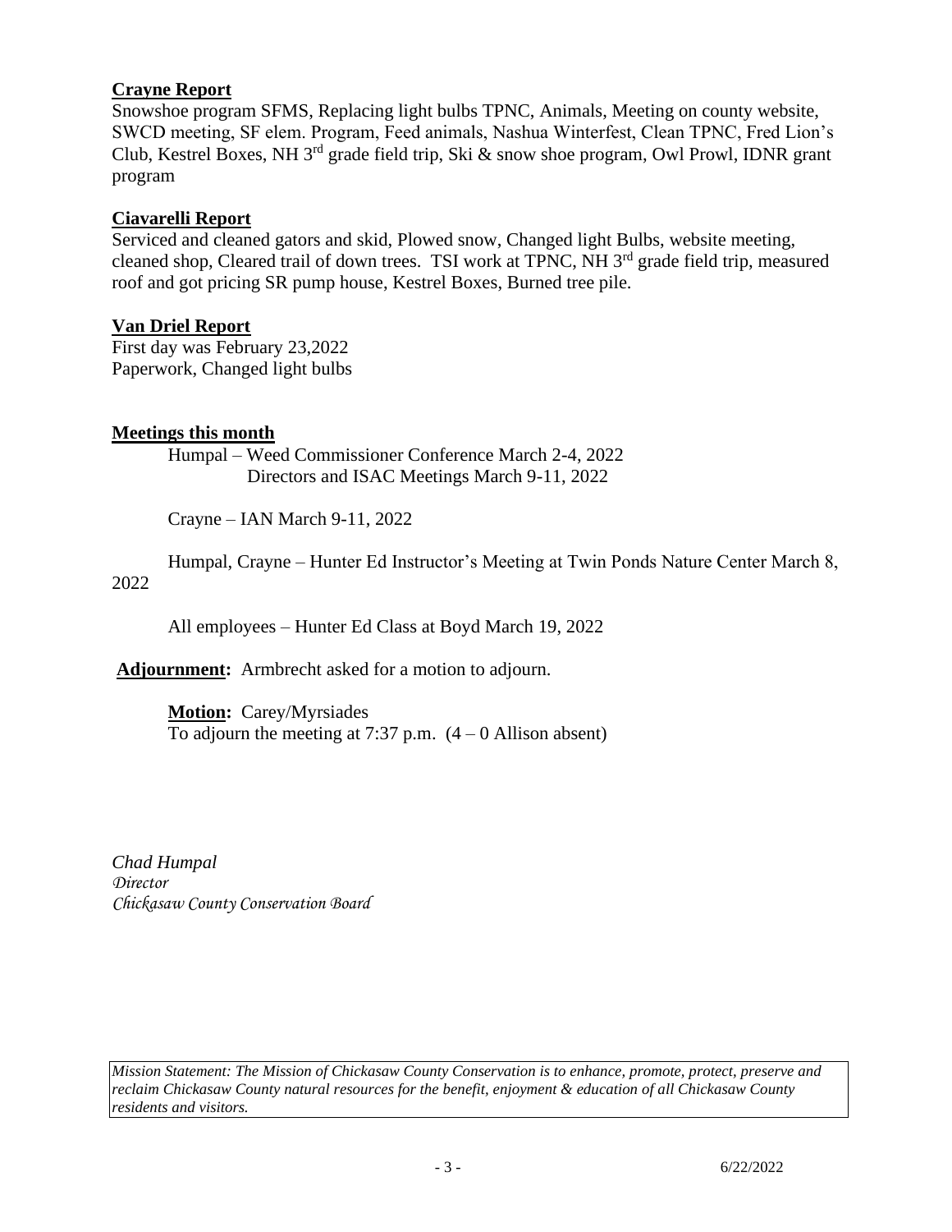**Crayne Report**

Snowshoe program SFMS, Replacing light bulbs TPNC, Animals, Meeting on county website, SWCD meeting, SF elem. Program, Feed animals, Nashua Winterfest, Clean TPNC, Fred Lion's Club, Kestrel Boxes, NH 3rd grade field trip, Ski & snow shoe program, Owl Prowl, IDNR grant program

**Ciavarelli Report**

Serviced and cleaned gators and skid, Plowed snow, Changed light Bulbs, website meeting, cleaned shop, Cleared trail of down trees. TSI work at TPNC, NH 3rd grade field trip, measured roof and got pricing SR pump house, Kestrel Boxes, Burned tree pile.

**Van Driel Report**

First day was February 23,2022
Paperwork, Changed light bulbs

**Meetings this month**

Humpal – Weed Commissioner Conference March 2-4, 2022
Directors and ISAC Meetings March 9-11, 2022

Crayne – IAN March 9-11, 2022

Humpal, Crayne – Hunter Ed Instructor's Meeting at Twin Ponds Nature Center March 8, 2022

All employees – Hunter Ed Class at Boyd March 19, 2022

**Adjournment:** Armbrecht asked for a motion to adjourn.

**Motion:** Carey/Myrsiades
To adjourn the meeting at 7:37 p.m. (4 – 0 Allison absent)

*Chad Humpal*
*Director*
*Chickasaw County Conservation Board*

*Mission Statement: The Mission of Chickasaw County Conservation is to enhance, promote, protect, preserve and reclaim Chickasaw County natural resources for the benefit, enjoyment & education of all Chickasaw County residents and visitors.*